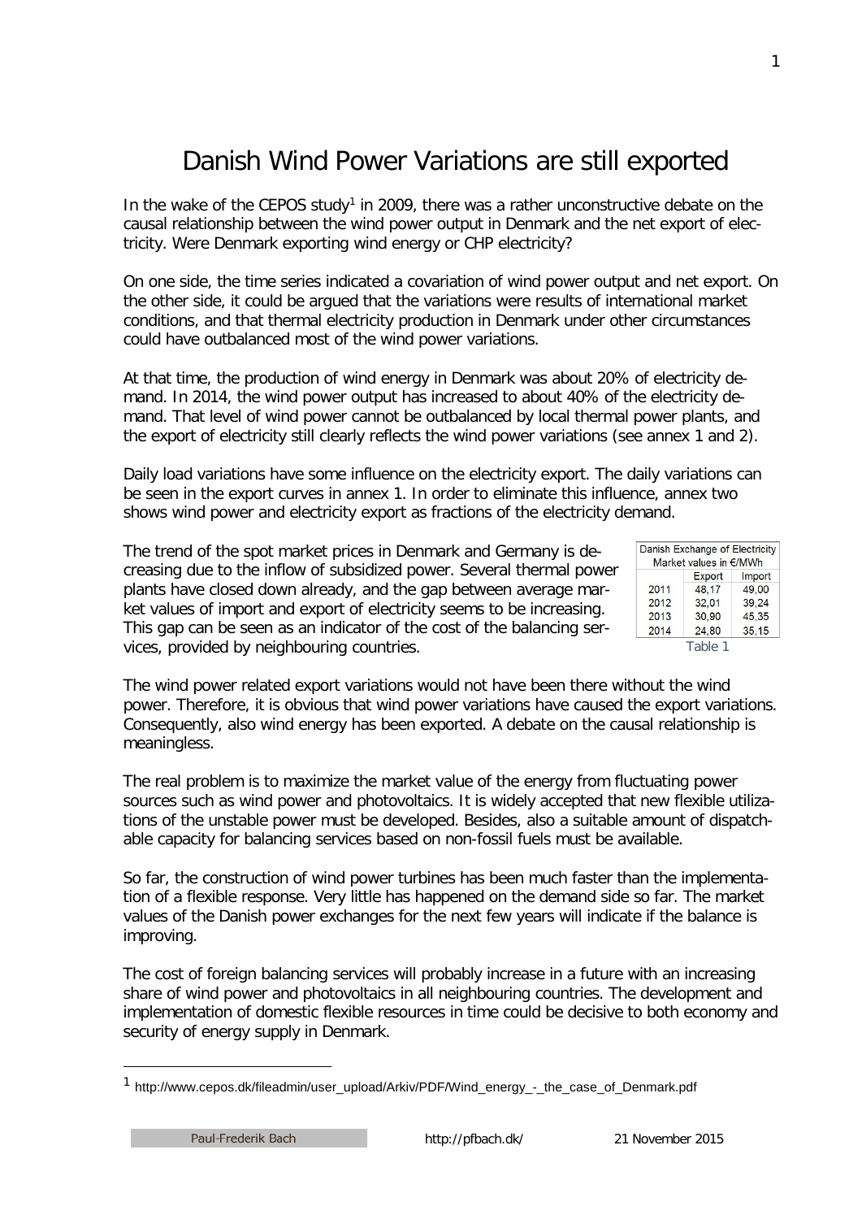# Danish Wind Power Variations are still exported

In the wake of the CEPOS study[1] in 2009, there was a rather unconstructive debate on the causal relationship between the wind power output in Denmark and the net export of electricity. Were Denmark exporting wind energy or CHP electricity?

On one side, the time series indicated a covariation of wind power output and net export. On the other side, it could be argued that the variations were results of international market conditions, and that thermal electricity production in Denmark under other circumstances could have outbalanced most of the wind power variations.

At that time, the production of wind energy in Denmark was about 20% of electricity demand. In 2014, the wind power output has increased to about 40% of the electricity demand. That level of wind power cannot be outbalanced by local thermal power plants, and the export of electricity still clearly reflects the wind power variations (see annex 1 and 2).

Daily load variations have some influence on the electricity export. The daily variations can be seen in the export curves in annex 1. In order to eliminate this influence, annex two shows wind power and electricity export as fractions of the electricity demand.

The trend of the spot market prices in Denmark and Germany is decreasing due to the inflow of subsidized power. Several thermal power plants have closed down already, and the gap between average market values of import and export of electricity seems to be increasing. This gap can be seen as an indicator of the cost of the balancing services, provided by neighbouring countries.

| Danish Exchange of Electricity Market values in €/MWh | | |
|---|---|---|
| | Export | Import |
| 2011 | 48,17 | 49,00 |
| 2012 | 32,01 | 39,24 |
| 2013 | 30,90 | 45,35 |
| 2014 | 24,80 | 35,15 |

Table 1

The wind power related export variations would not have been there without the wind power. Therefore, it is obvious that wind power variations have caused the export variations. Consequently, also wind energy has been exported. A debate on the causal relationship is meaningless.

The real problem is to maximize the market value of the energy from fluctuating power sources such as wind power and photovoltaics. It is widely accepted that new flexible utilizations of the unstable power must be developed. Besides, also a suitable amount of dispatchable capacity for balancing services based on non-fossil fuels must be available.

So far, the construction of wind power turbines has been much faster than the implementation of a flexible response. Very little has happened on the demand side so far. The market values of the Danish power exchanges for the next few years will indicate if the balance is improving.

The cost of foreign balancing services will probably increase in a future with an increasing share of wind power and photovoltaics in all neighbouring countries. The development and implementation of domestic flexible resources in time could be decisive to both economy and security of energy supply in Denmark.

[1] http://www.cepos.dk/fileadmin/user_upload/Arkiv/PDF/Wind_energy_-_the_case_of_Denmark.pdf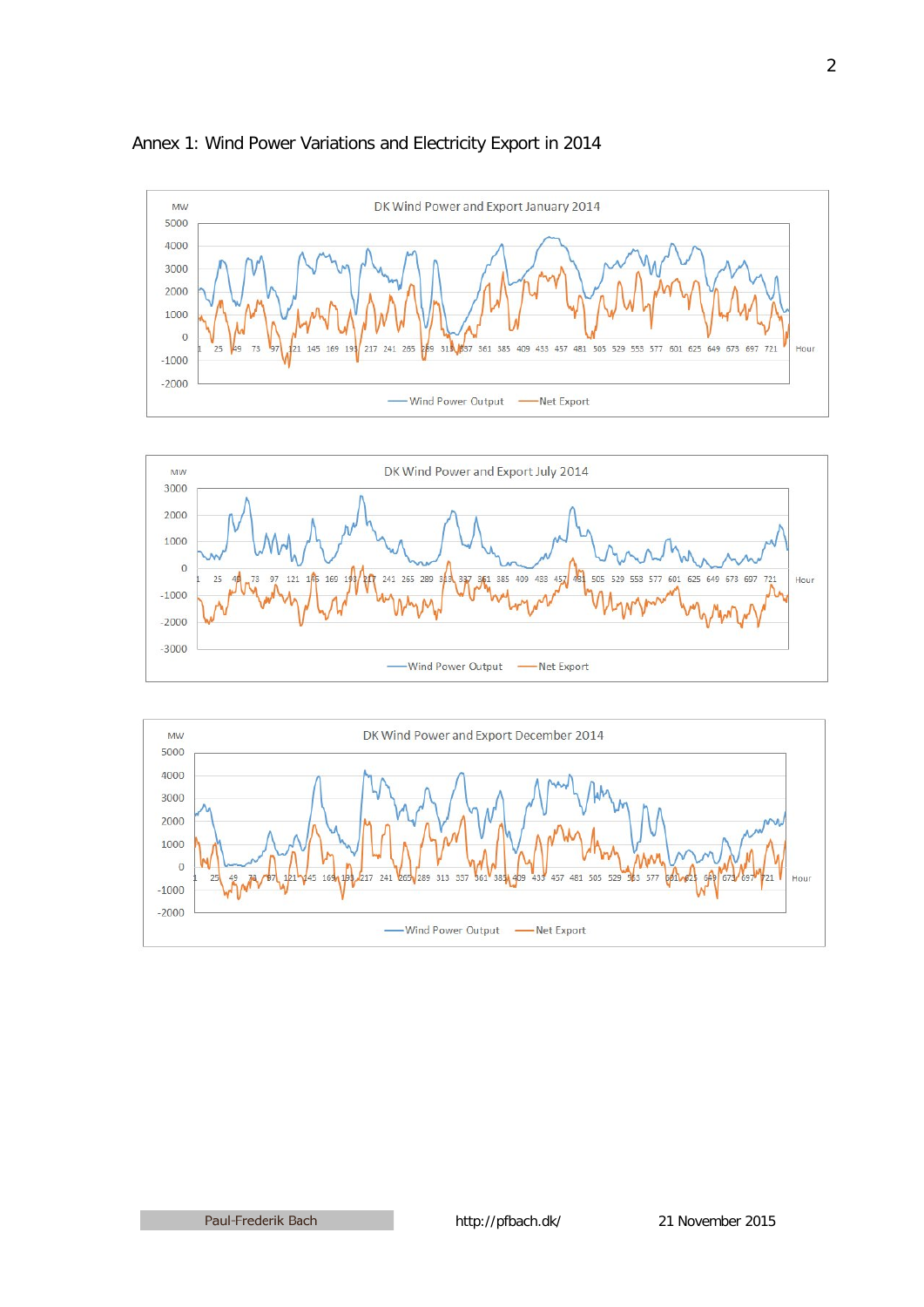# Annex 1: Wind Power Variations and Electricity Export in 2014

DK Wind Power and Export January 2014

DK Wind Power and Export July 2014

DK Wind Power and Export December 2014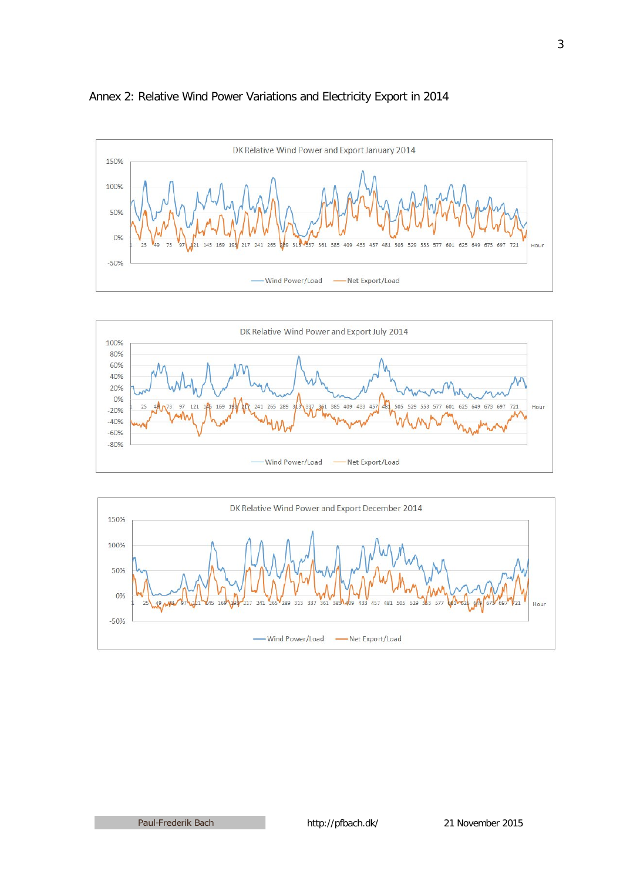## Annex 2: Relative Wind Power Variations and Electricity Export in 2014

DK Relative Wind Power and Export January 2014

150%
100%
50%
0%
-50%

1 25 49 73 97 121 145 169 193 217 241 265 289 313 337 361 385 409 433 457 481 505 529 553 577 601 625 649 673 697 721 Hour

Wind Power/Load
Net Export/Load

DK Relative Wind Power and Export July 2014

100%
80%
60%
40%
20%
0%
-20%
-40%
-60%
-80%

1 25 49 73 97 121 145 169 193 217 241 265 289 313 337 361 385 409 433 457 481 505 529 553 577 601 625 649 673 697 721 Hour

Wind Power/Load
Net Export/Load

DK Relative Wind Power and Export December 2014

150%
100%
50%
0%
-50%

1 25 49 73 97 121 145 169 193 217 241 265 289 313 337 361 385 409 433 457 481 505 529 553 577 601 625 649 673 697 721 Hour

Wind Power/Load
Net Export/Load